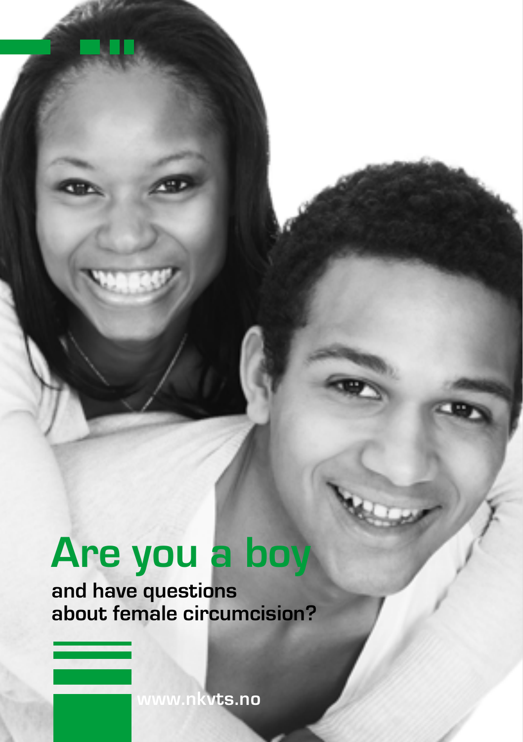# Are you a boy

**and have questions about female circumcision?**

www.nkvts.no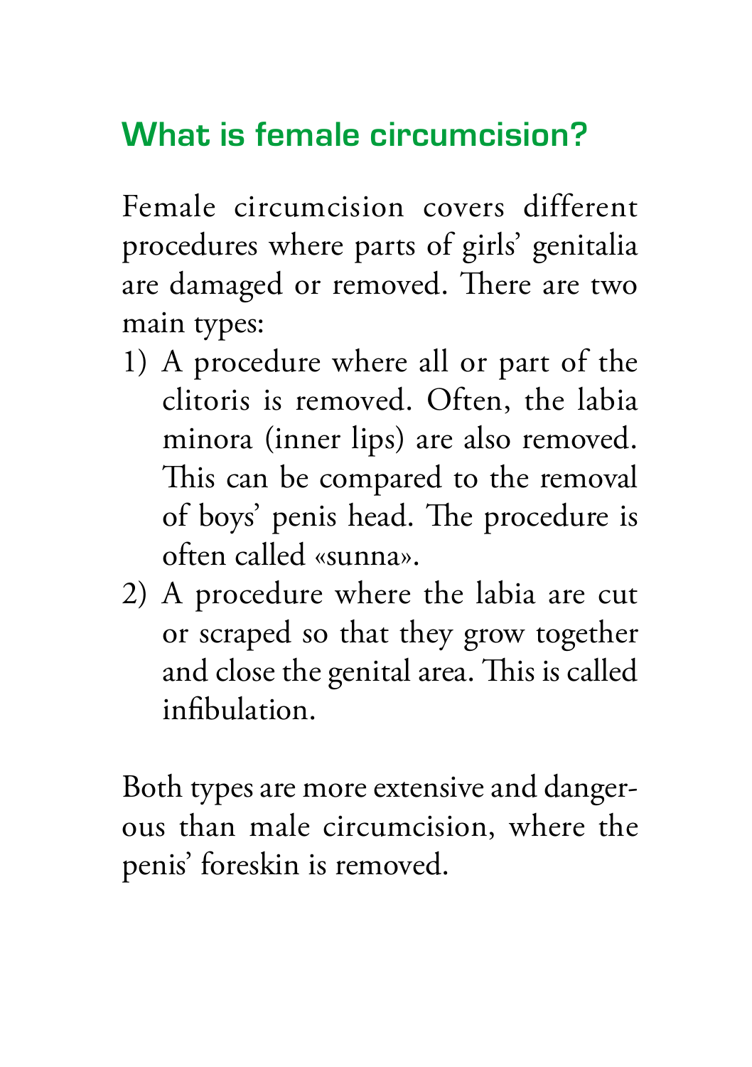## What is female circumcision?

Female circumcision covers different procedures where parts of girls' genitalia are damaged or removed. There are two main types:

1) A procedure where all or part of the clitoris is removed. Often, the labia minora (inner lips) are also removed. This can be compared to the removal of boys' penis head. The procedure is often called «sunna».
2) A procedure where the labia are cut or scraped so that they grow together and close the genital area. This is called infibulation.

Both types are more extensive and dangerous than male circumcision, where the penis' foreskin is removed.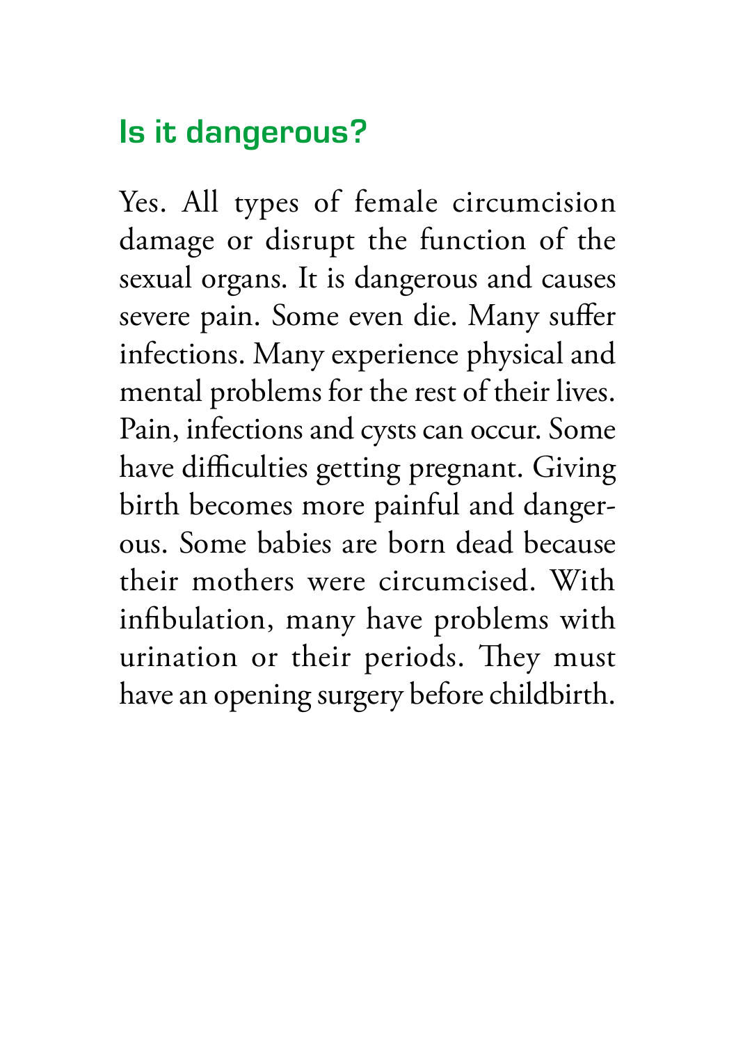## Is it dangerous?

Yes. All types of female circumcision damage or disrupt the function of the sexual organs. It is dangerous and causes severe pain. Some even die. Many suffer infections. Many experience physical and mental problems for the rest of their lives. Pain, infections and cysts can occur. Some have difficulties getting pregnant. Giving birth becomes more painful and dangerous. Some babies are born dead because their mothers were circumcised. With infibulation, many have problems with urination or their periods. They must have an opening surgery before childbirth.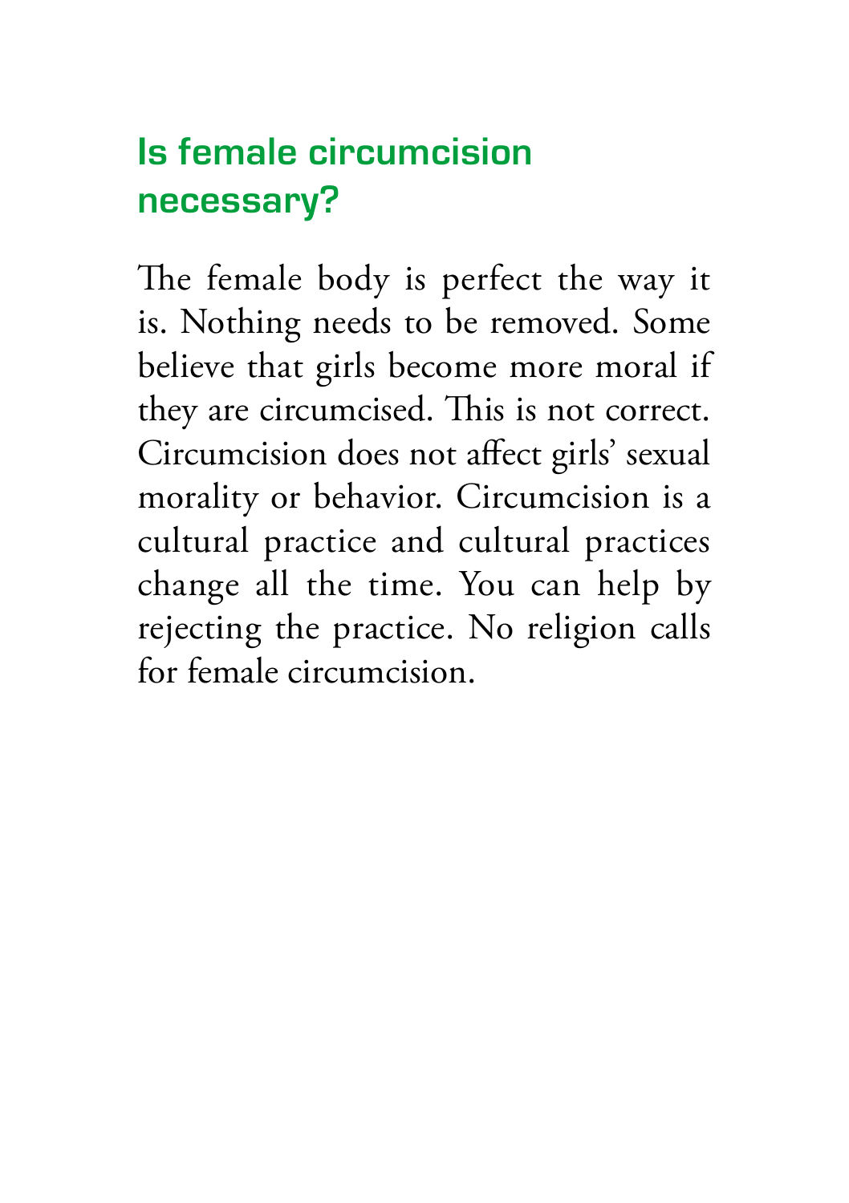## Is female circumcision necessary?

The female body is perfect the way it is. Nothing needs to be removed. Some believe that girls become more moral if they are circumcised. This is not correct. Circumcision does not affect girls' sexual morality or behavior. Circumcision is a cultural practice and cultural practices change all the time. You can help by rejecting the practice. No religion calls for female circumcision.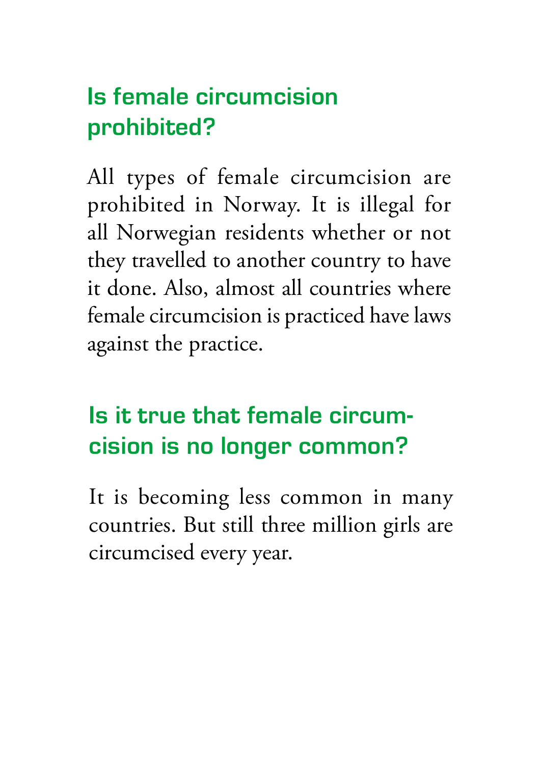## Is female circumcision prohibited?

All types of female circumcision are prohibited in Norway. It is illegal for all Norwegian residents whether or not they travelled to another country to have it done. Also, almost all countries where female circumcision is practiced have laws against the practice.

## Is it true that female circumcision is no longer common?

It is becoming less common in many countries. But still three million girls are circumcised every year.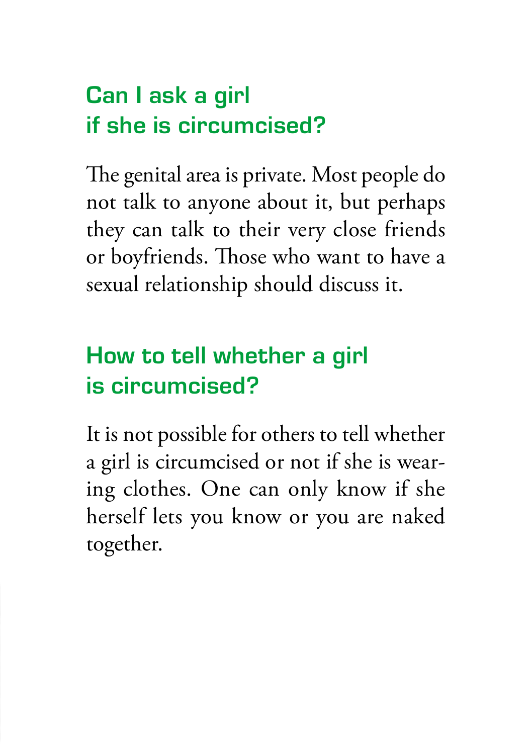## Can I ask a girl if she is circumcised?

The genital area is private. Most people do not talk to anyone about it, but perhaps they can talk to their very close friends or boyfriends. Those who want to have a sexual relationship should discuss it.

## How to tell whether a girl is circumcised?

It is not possible for others to tell whether a girl is circumcised or not if she is wearing clothes. One can only know if she herself lets you know or you are naked together.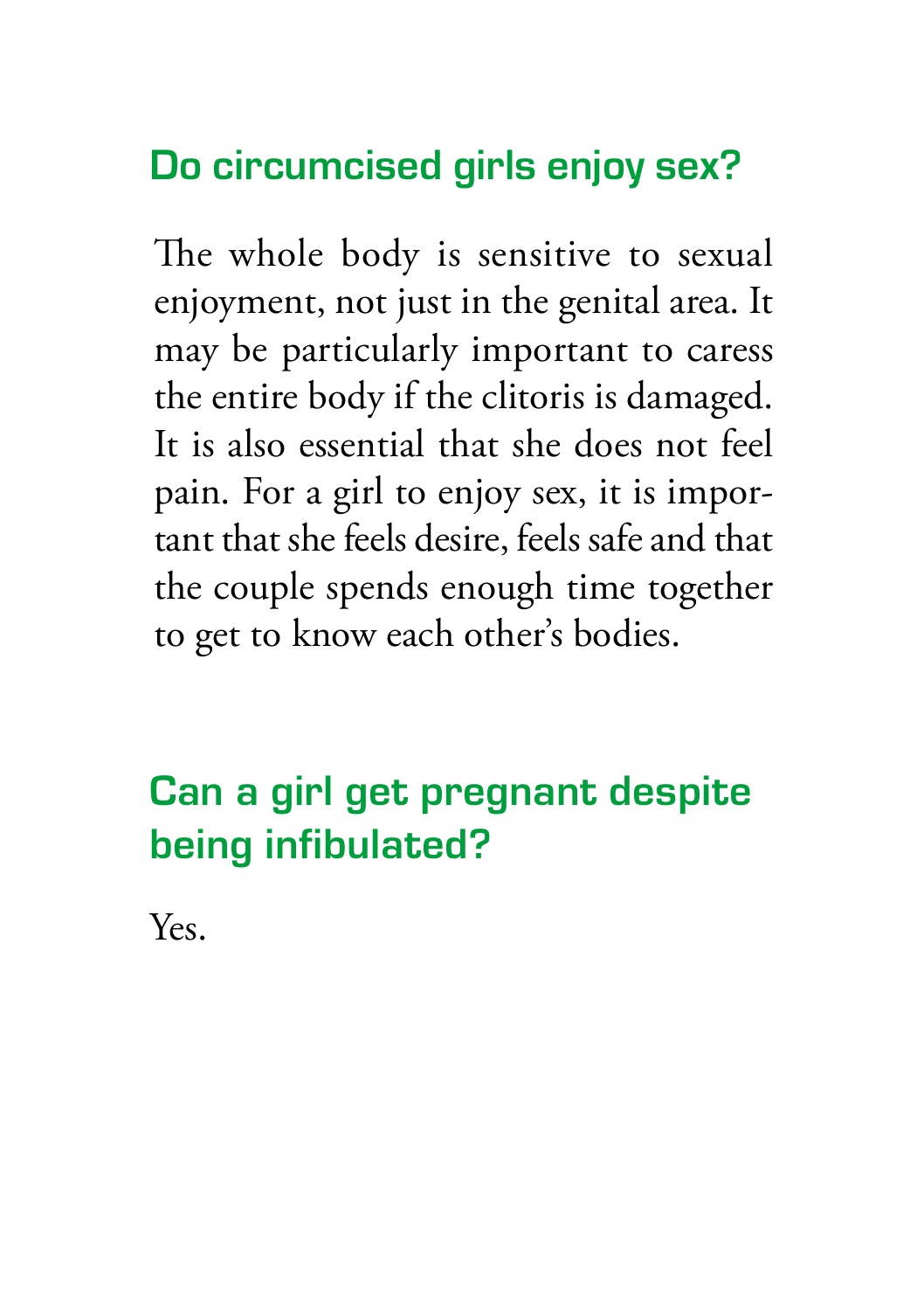## Do circumcised girls enjoy sex?

The whole body is sensitive to sexual enjoyment, not just in the genital area. It may be particularly important to caress the entire body if the clitoris is damaged. It is also essential that she does not feel pain. For a girl to enjoy sex, it is important that she feels desire, feels safe and that the couple spends enough time together to get to know each other's bodies.

## Can a girl get pregnant despite being infibulated?

Yes.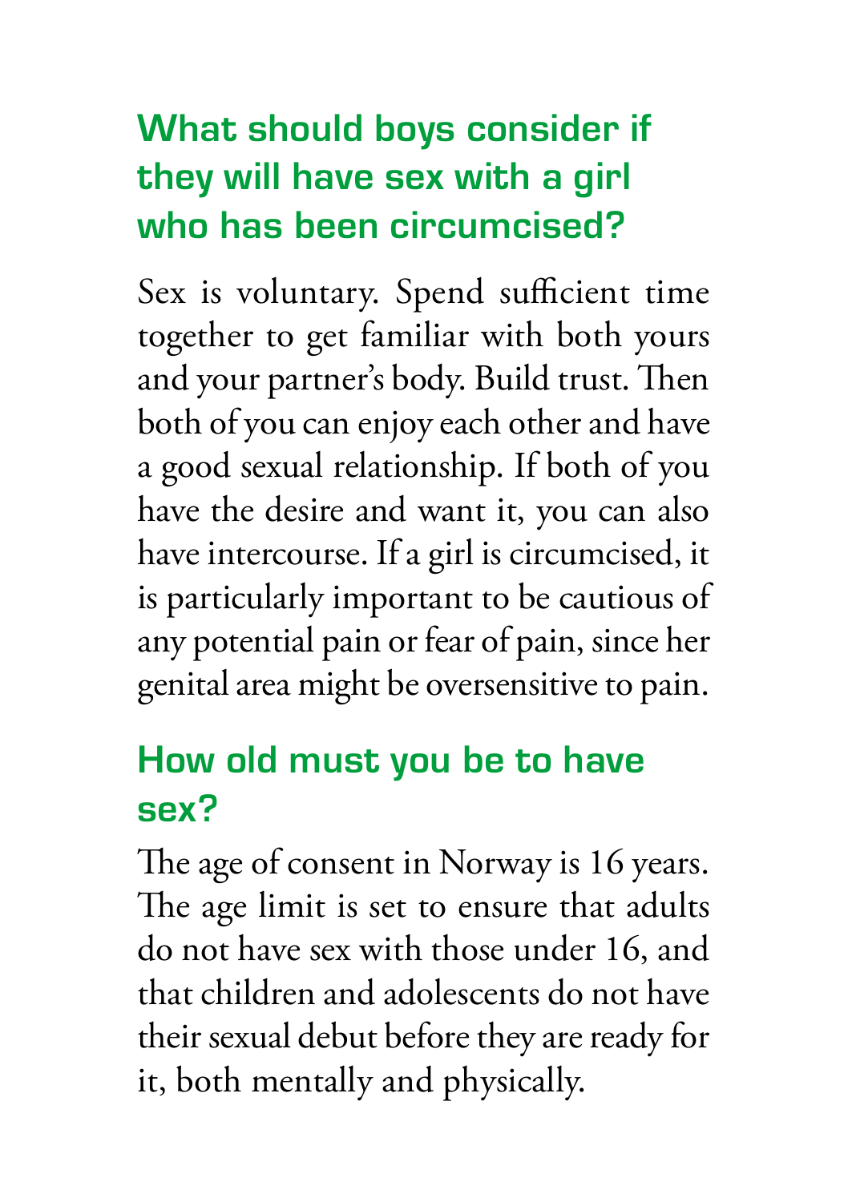## What should boys consider if they will have sex with a girl who has been circumcised?

Sex is voluntary. Spend sufficient time together to get familiar with both yours and your partner's body. Build trust. Then both of you can enjoy each other and have a good sexual relationship. If both of you have the desire and want it, you can also have intercourse. If a girl is circumcised, it is particularly important to be cautious of any potential pain or fear of pain, since her genital area might be oversensitive to pain.

## How old must you be to have sex?

The age of consent in Norway is 16 years. The age limit is set to ensure that adults do not have sex with those under 16, and that children and adolescents do not have their sexual debut before they are ready for it, both mentally and physically.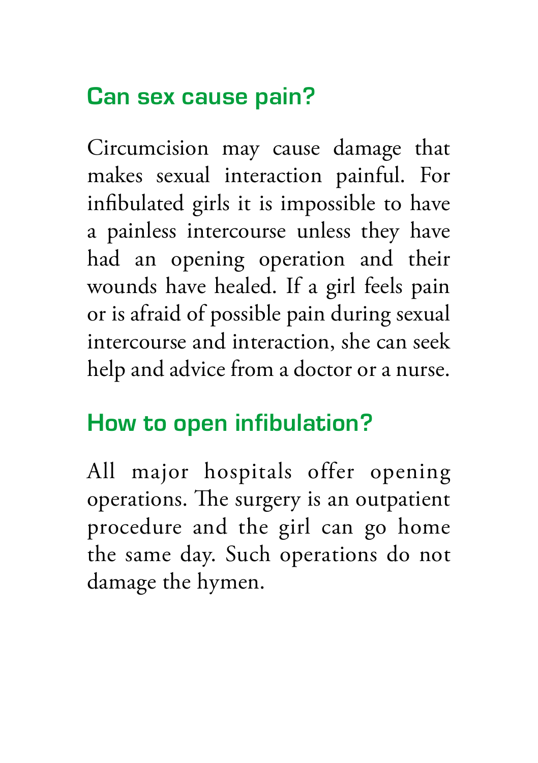## Can sex cause pain?

Circumcision may cause damage that makes sexual interaction painful. For infibulated girls it is impossible to have a painless intercourse unless they have had an opening operation and their wounds have healed. If a girl feels pain or is afraid of possible pain during sexual intercourse and interaction, she can seek help and advice from a doctor or a nurse.

## How to open infibulation?

All major hospitals offer opening operations. The surgery is an outpatient procedure and the girl can go home the same day. Such operations do not damage the hymen.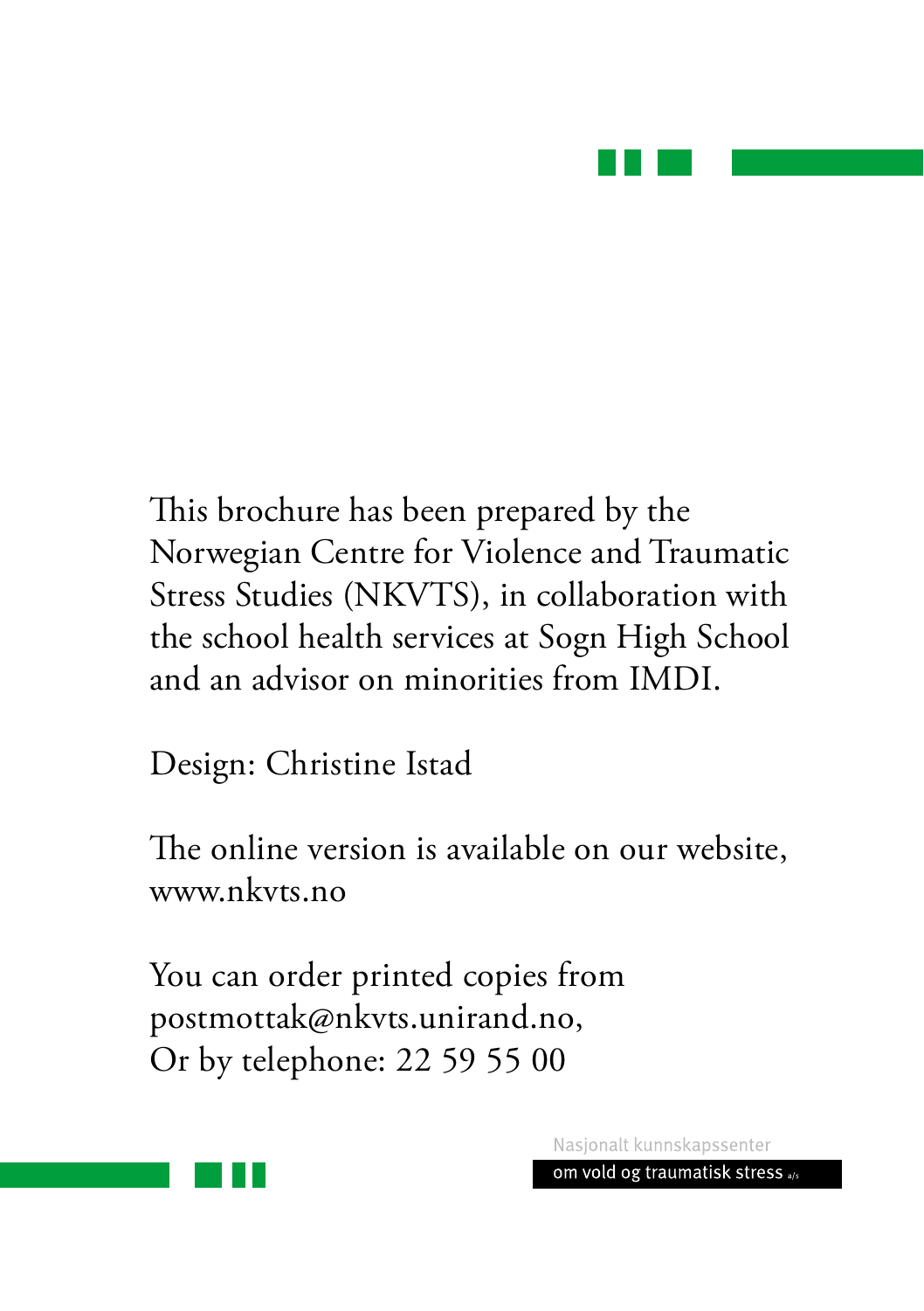This brochure has been prepared by the Norwegian Centre for Violence and Traumatic Stress Studies (NKVTS), in collaboration with the school health services at Sogn High School and an advisor on minorities from IMDI.

Design: Christine Istad

The online version is available on our website, www.nkvts.no

You can order printed copies from postmottak@nkvts.unirand.no,
Or by telephone: 22 59 55 00

Nasjonalt kunnskapssenter
om vold og traumatisk stress a/s